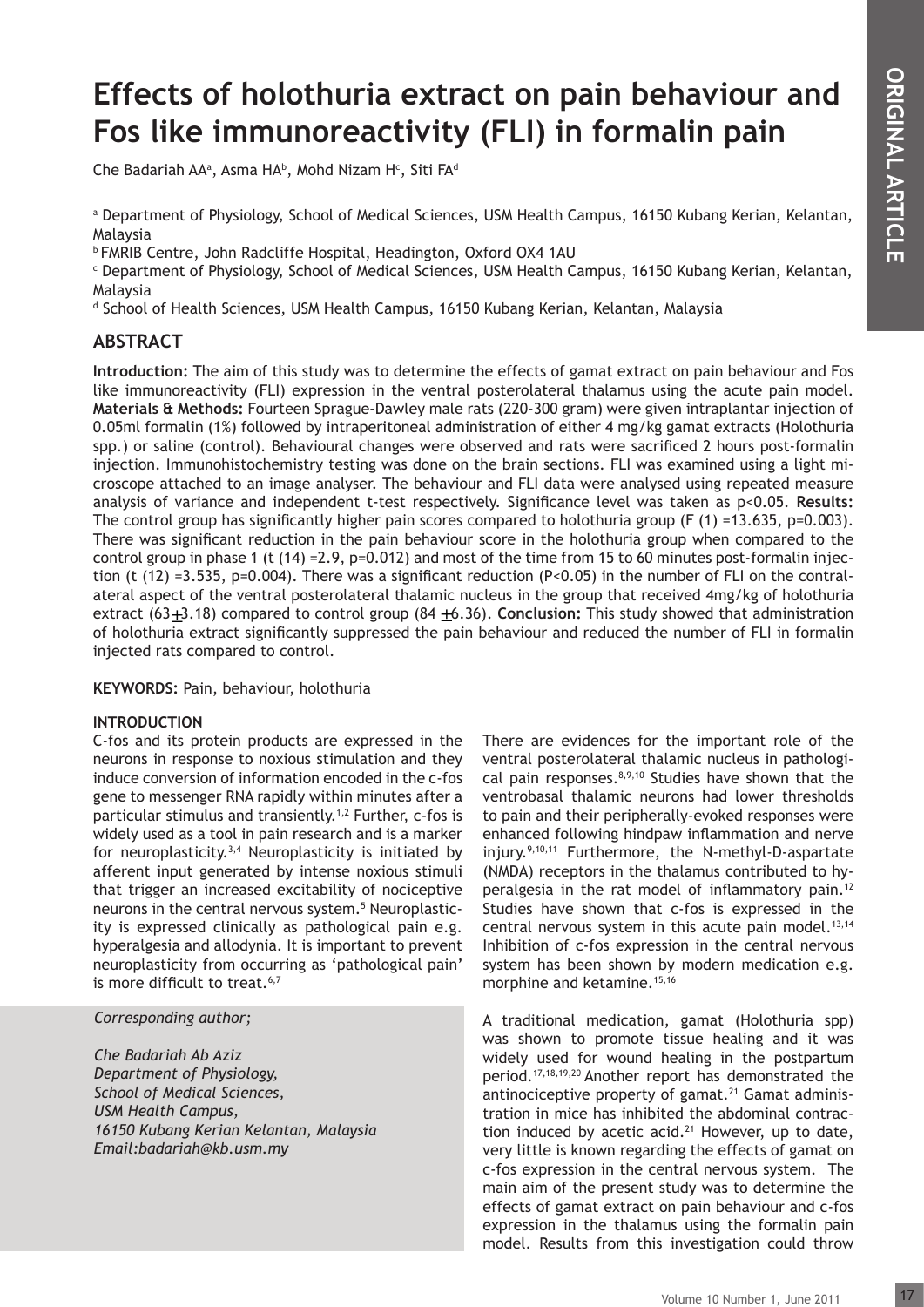# Effects of holothuria extract on pain behaviour and Fos like immunoreactivity (FLI) in formalin pain

Che Badariah AA[a], Asma HA[b], Mohd Nizam H[c], Siti FA[d]

[a] Department of Physiology, School of Medical Sciences, USM Health Campus, 16150 Kubang Kerian, Kelantan, Malaysia

[b] FMRIB Centre, John Radcliffe Hospital, Headington, Oxford OX4 1AU

[c] Department of Physiology, School of Medical Sciences, USM Health Campus, 16150 Kubang Kerian, Kelantan, Malaysia

[d] School of Health Sciences, USM Health Campus, 16150 Kubang Kerian, Kelantan, Malaysia

## ABSTRACT

**Introduction:** The aim of this study was to determine the effects of gamat extract on pain behaviour and Fos like immunoreactivity (FLI) expression in the ventral posterolateral thalamus using the acute pain model. **Materials & Methods:** Fourteen Sprague-Dawley male rats (220-300 gram) were given intraplantar injection of 0.05ml formalin (1%) followed by intraperitoneal administration of either 4 mg/kg gamat extracts (Holothuria spp.) or saline (control). Behavioural changes were observed and rats were sacrificed 2 hours post-formalin injection. Immunohistochemistry testing was done on the brain sections. FLI was examined using a light microscope attached to an image analyser. The behaviour and FLI data were analysed using repeated measure analysis of variance and independent t-test respectively. Significance level was taken as $p<0.05$. **Results:** The control group has significantly higher pain scores compared to holothuria group ($F(1)=13.635$, $p=0.003$). There was significant reduction in the pain behaviour score in the holothuria group when compared to the control group in phase 1 ($t(14)=2.9$, $p=0.012$) and most of the time from 15 to 60 minutes post-formalin injection ($t(12)=3.535$, $p=0.004$). There was a significant reduction ($P<0.05$) in the number of FLI on the contralateral aspect of the ventral posterolateral thalamic nucleus in the group that received 4mg/kg of holothuria extract ($63 \pm 3.18$) compared to control group ($84 \pm 6.36$). **Conclusion:** This study showed that administration of holothuria extract significantly suppressed the pain behaviour and reduced the number of FLI in formalin injected rats compared to control.

**KEYWORDS:** Pain, behaviour, holothuria

## INTRODUCTION

C-fos and its protein products are expressed in the neurons in response to noxious stimulation and they induce conversion of information encoded in the c-fos gene to messenger RNA rapidly within minutes after a particular stimulus and transiently.[1,2] Further, c-fos is widely used as a tool in pain research and is a marker for neuroplasticity.[3,4] Neuroplasticity is initiated by afferent input generated by intense noxious stimuli that trigger an increased excitability of nociceptive neurons in the central nervous system.[5] Neuroplasticity is expressed clinically as pathological pain e.g. hyperalgesia and allodynia. It is important to prevent neuroplasticity from occurring as 'pathological pain' is more difficult to treat.[6,7]

*Corresponding author;*

*Che Badariah Ab Aziz*
*Department of Physiology,*
*School of Medical Sciences,*
*USM Health Campus,*
*16150 Kubang Kerian Kelantan, Malaysia*
*Email:badariah@kb.usm.my*

There are evidences for the important role of the ventral posterolateral thalamic nucleus in pathological pain responses.[8,9,10] Studies have shown that the ventrobasal thalamic neurons had lower thresholds to pain and their peripherally-evoked responses were enhanced following hindpaw inflammation and nerve injury.[9,10,11] Furthermore, the N-methyl-D-aspartate (NMDA) receptors in the thalamus contributed to hyperalgesia in the rat model of inflammatory pain.[12] Studies have shown that c-fos is expressed in the central nervous system in this acute pain model.[13,14] Inhibition of c-fos expression in the central nervous system has been shown by modern medication e.g. morphine and ketamine.[15,16]

A traditional medication, gamat (Holothuria spp) was shown to promote tissue healing and it was widely used for wound healing in the postpartum period.[17,18,19,20] Another report has demonstrated the antinociceptive property of gamat.[21] Gamat administration in mice has inhibited the abdominal contraction induced by acetic acid.[21] However, up to date, very little is known regarding the effects of gamat on c-fos expression in the central nervous system. The main aim of the present study was to determine the effects of gamat extract on pain behaviour and c-fos expression in the thalamus using the formalin pain model. Results from this investigation could throw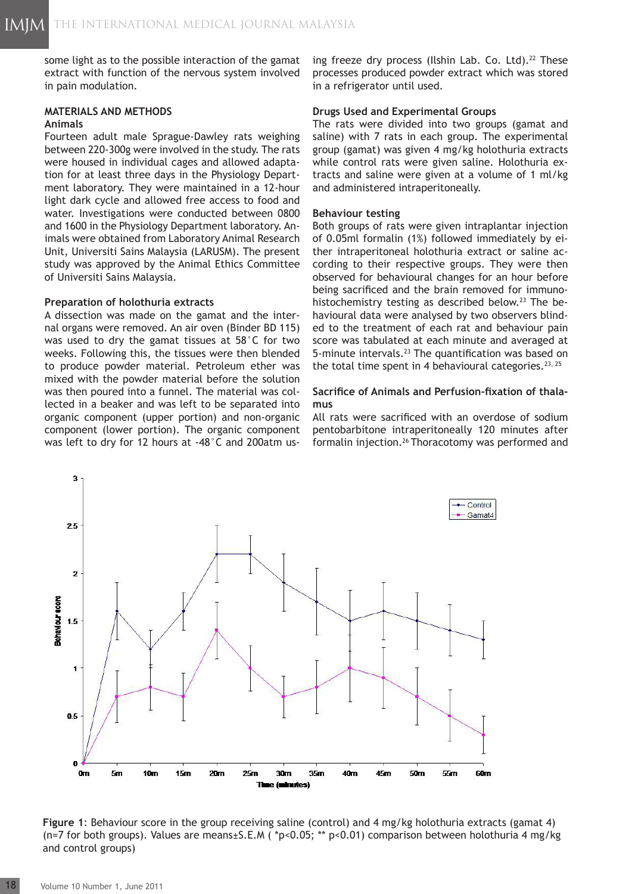some light as to the possible interaction of the gamat extract with function of the nervous system involved in pain modulation.

## MATERIALS AND METHODS

### Animals

Fourteen adult male Sprague-Dawley rats weighing between 220-300g were involved in the study. The rats were housed in individual cages and allowed adaptation for at least three days in the Physiology Department laboratory. They were maintained in a 12-hour light dark cycle and allowed free access to food and water. Investigations were conducted between 0800 and 1600 in the Physiology Department laboratory. Animals were obtained from Laboratory Animal Research Unit, Universiti Sains Malaysia (LARUSM). The present study was approved by the Animal Ethics Committee of Universiti Sains Malaysia.

### Preparation of holothuria extracts

A dissection was made on the gamat and the internal organs were removed. An air oven (Binder BD 115) was used to dry the gamat tissues at 58°C for two weeks. Following this, the tissues were then blended to produce powder material. Petroleum ether was mixed with the powder material before the solution was then poured into a funnel. The material was collected in a beaker and was left to be separated into organic component (upper portion) and non-organic component (lower portion). The organic component was left to dry for 12 hours at -48°C and 200atm using freeze dry process (Ilshin Lab. Co. Ltd).[22] These processes produced powder extract which was stored in a refrigerator until used.

### Drugs Used and Experimental Groups

The rats were divided into two groups (gamat and saline) with 7 rats in each group. The experimental group (gamat) was given 4 mg/kg holothuria extracts while control rats were given saline. Holothuria extracts and saline were given at a volume of 1 ml/kg and administered intraperitoneally.

### Behaviour testing

Both groups of rats were given intraplantar injection of 0.05ml formalin (1%) followed immediately by either intraperitoneal holothuria extract or saline according to their respective groups. They were then observed for behavioural changes for an hour before being sacrificed and the brain removed for immunohistochemistry testing as described below.[23] The behavioural data were analysed by two observers blinded to the treatment of each rat and behaviour pain score was tabulated at each minute and averaged at 5-minute intervals.[23] The quantification was based on the total time spent in 4 behavioural categories.[23, 25]

### Sacrifice of Animals and Perfusion-fixation of thalamus

All rats were sacrificed with an overdose of sodium pentobarbitone intraperitoneally 120 minutes after formalin injection.[26] Thoracotomy was performed and

**Figure 1**: Behaviour score in the group receiving saline (control) and 4 mg/kg holothuria extracts (gamat 4) (n=7 for both groups). Values are means±S.E.M ( *p<0.05; ** p<0.01) comparison between holothuria 4 mg/kg and control groups)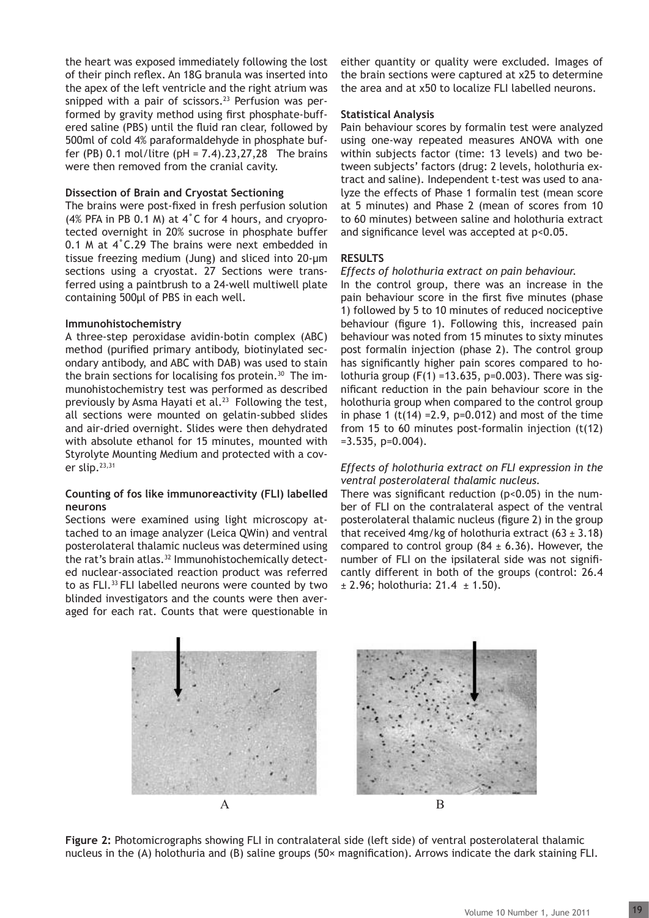the heart was exposed immediately following the lost of their pinch reflex. An 18G branula was inserted into the apex of the left ventricle and the right atrium was snipped with a pair of scissors.[23] Perfusion was performed by gravity method using first phosphate-buffered saline (PBS) until the fluid ran clear, followed by 500ml of cold 4% paraformaldehyde in phosphate buffer (PB) 0.1 mol/litre (pH = 7.4).23,27,28 The brains were then removed from the cranial cavity.

#### Dissection of Brain and Cryostat Sectioning

The brains were post-fixed in fresh perfusion solution (4% PFA in PB 0.1 M) at 4˚C for 4 hours, and cryoprotected overnight in 20% sucrose in phosphate buffer 0.1 M at 4˚C.29 The brains were next embedded in tissue freezing medium (Jung) and sliced into 20-µm sections using a cryostat. 27 Sections were transferred using a paintbrush to a 24-well multiwell plate containing 500µl of PBS in each well.

#### Immunohistochemistry

A three-step peroxidase avidin-botin complex (ABC) method (purified primary antibody, biotinylated secondary antibody, and ABC with DAB) was used to stain the brain sections for localising fos protein.[30] The immunohistochemistry test was performed as described previously by Asma Hayati et al.[23] Following the test, all sections were mounted on gelatin-subbed slides and air-dried overnight. Slides were then dehydrated with absolute ethanol for 15 minutes, mounted with Styrolyte Mounting Medium and protected with a cover slip.[23,31]

#### Counting of fos like immunoreactivity (FLI) labelled neurons

Sections were examined using light microscopy attached to an image analyzer (Leica QWin) and ventral posterolateral thalamic nucleus was determined using the rat's brain atlas.[32] Immunohistochemically detected nuclear-associated reaction product was referred to as FLI.[33] FLI labelled neurons were counted by two blinded investigators and the counts were then averaged for each rat. Counts that were questionable in either quantity or quality were excluded. Images of the brain sections were captured at x25 to determine the area and at x50 to localize FLI labelled neurons.

#### Statistical Analysis

Pain behaviour scores by formalin test were analyzed using one-way repeated measures ANOVA with one within subjects factor (time: 13 levels) and two between subjects' factors (drug: 2 levels, holothuria extract and saline). Independent t-test was used to analyze the effects of Phase 1 formalin test (mean score at 5 minutes) and Phase 2 (mean of scores from 10 to 60 minutes) between saline and holothuria extract and significance level was accepted at $p<0.05$.

## RESULTS

*Effects of holothuria extract on pain behaviour.*

In the control group, there was an increase in the pain behaviour score in the first five minutes (phase 1) followed by 5 to 10 minutes of reduced nociceptive behaviour (figure 1). Following this, increased pain behaviour was noted from 15 minutes to sixty minutes post formalin injection (phase 2). The control group has significantly higher pain scores compared to holothuria group ($F(1) = 13.635$, $p=0.003$). There was significant reduction in the pain behaviour score in the holothuria group when compared to the control group in phase 1 ($t(14) = 2.9$, $p=0.012$) and most of the time from 15 to 60 minutes post-formalin injection ($t(12) = 3.535$, $p=0.004$).

*Effects of holothuria extract on FLI expression in the ventral posterolateral thalamic nucleus.*

There was significant reduction ($p<0.05$) in the number of FLI on the contralateral aspect of the ventral posterolateral thalamic nucleus (figure 2) in the group that received 4mg/kg of holothuria extract ($63 \pm 3.18$) compared to control group ($84 \pm 6.36$). However, the number of FLI on the ipsilateral side was not significantly different in both of the groups (control: $26.4 \pm 2.96$; holothuria: $21.4 \pm 1.50$).

A B

**Figure 2:** Photomicrographs showing FLI in contralateral side (left side) of ventral posterolateral thalamic nucleus in the (A) holothuria and (B) saline groups (50× magnification). Arrows indicate the dark staining FLI.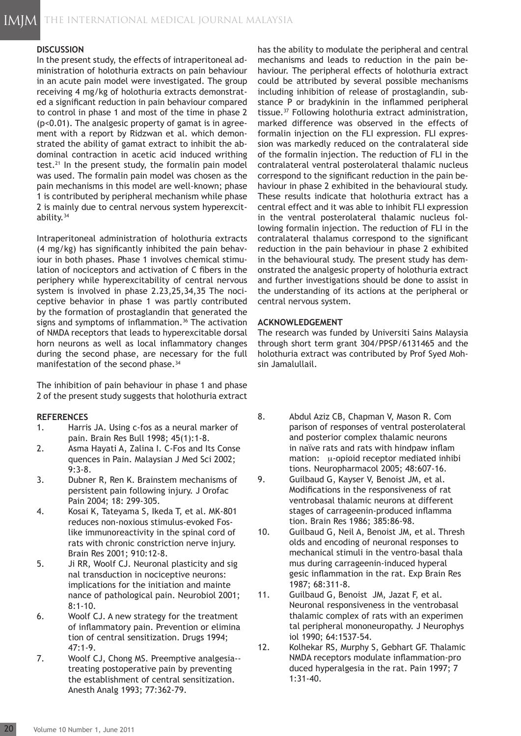## DISCUSSION

In the present study, the effects of intraperitoneal administration of holothuria extracts on pain behaviour in an acute pain model were investigated. The group receiving 4 mg/kg of holothuria extracts demonstrated a significant reduction in pain behaviour compared to control in phase 1 and most of the time in phase 2 ($p<0.01$). The analgesic property of gamat is in agreement with a report by Ridzwan et al. which demonstrated the ability of gamat extract to inhibit the abdominal contraction in acetic acid induced writhing test.[21] In the present study, the formalin pain model was used. The formalin pain model was chosen as the pain mechanisms in this model are well-known; phase 1 is contributed by peripheral mechanism while phase 2 is mainly due to central nervous system hyperexcitability.[34]

Intraperitoneal administration of holothuria extracts (4 mg/kg) has significantly inhibited the pain behaviour in both phases. Phase 1 involves chemical stimulation of nociceptors and activation of C fibers in the periphery while hyperexcitability of central nervous system is involved in phase 2.23,25,34,35 The nociceptive behavior in phase 1 was partly contributed by the formation of prostaglandin that generated the signs and symptoms of inflammation.[36] The activation of NMDA receptors that leads to hyperexcitable dorsal horn neurons as well as local inflammatory changes during the second phase, are necessary for the full manifestation of the second phase.[34]

The inhibition of pain behaviour in phase 1 and phase 2 of the present study suggests that holothuria extract has the ability to modulate the peripheral and central mechanisms and leads to reduction in the pain behaviour. The peripheral effects of holothuria extract could be attributed by several possible mechanisms including inhibition of release of prostaglandin, substance P or bradykinin in the inflammed peripheral tissue.[37] Following holothuria extract administration, marked difference was observed in the effects of formalin injection on the FLI expression. FLI expression was markedly reduced on the contralateral side of the formalin injection. The reduction of FLI in the contralateral ventral posterolateral thalamic nucleus correspond to the significant reduction in the pain behaviour in phase 2 exhibited in the behavioural study. These results indicate that holothuria extract has a central effect and it was able to inhibit FLI expression in the ventral posterolateral thalamic nucleus following formalin injection. The reduction of FLI in the contralateral thalamus correspond to the significant reduction in the pain behaviour in phase 2 exhibited in the behavioural study. The present study has demonstrated the analgesic property of holothuria extract and further investigations should be done to assist in the understanding of its actions at the peripheral or central nervous system.

## ACKNOWLEDGEMENT

The research was funded by Universiti Sains Malaysia through short term grant 304/PPSP/6131465 and the holothuria extract was contributed by Prof Syed Mohsin Jamalullail.

## REFERENCES

1. Harris JA. Using c-fos as a neural marker of pain. Brain Res Bull 1998; 45(1):1-8.
2. Asma Hayati A, Zalina I. C-Fos and Its Conse quences in Pain. Malaysian J Med Sci 2002; 9:3-8.
3. Dubner R, Ren K. Brainstem mechanisms of persistent pain following injury. J Orofac Pain 2004; 18: 299-305.
4. Kosai K, Tateyama S, Ikeda T, et al. MK-801 reduces non-noxious stimulus-evoked Fos-like immunoreactivity in the spinal cord of rats with chronic constriction nerve injury. Brain Res 2001; 910:12-8.
5. Ji RR, Woolf CJ. Neuronal plasticity and sig nal transduction in nociceptive neurons: implications for the initiation and mainte nance of pathological pain. Neurobiol 2001; 8:1-10.
6. Woolf CJ. A new strategy for the treatment of inflammatory pain. Prevention or elimina tion of central sensitization. Drugs 1994; 47:1-9.
7. Woolf CJ, Chong MS. Preemptive analgesia--treating postoperative pain by preventing the establishment of central sensitization. Anesth Analg 1993; 77:362-79.
8. Abdul Aziz CB, Chapman V, Mason R. Com parison of responses of ventral posterolateral and posterior complex thalamic neurons in naïve rats and rats with hindpaw inflam mation: μ-opioid receptor mediated inhibi tions. Neuropharmacol 2005; 48:607-16.
9. Guilbaud G, Kayser V, Benoist JM, et al. Modifications in the responsiveness of rat ventrobasal thalamic neurons at different stages of carrageenin-produced inflamma tion. Brain Res 1986; 385:86-98.
10. Guilbaud G, Neil A, Benoist JM, et al. Thresh olds and encoding of neuronal responses to mechanical stimuli in the ventro-basal thala mus during carrageenin-induced hyperal gesic inflammation in the rat. Exp Brain Res 1987; 68:311-8.
11. Guilbaud G, Benoist JM, Jazat F, et al. Neuronal responsiveness in the ventrobasal thalamic complex of rats with an experimen tal peripheral mononeuropathy. J Neurophys iol 1990; 64:1537-54.
12. Kolhekar RS, Murphy S, Gebhart GF. Thalamic NMDA receptors modulate inflammation-pro duced hyperalgesia in the rat. Pain 1997; 7 1:31-40.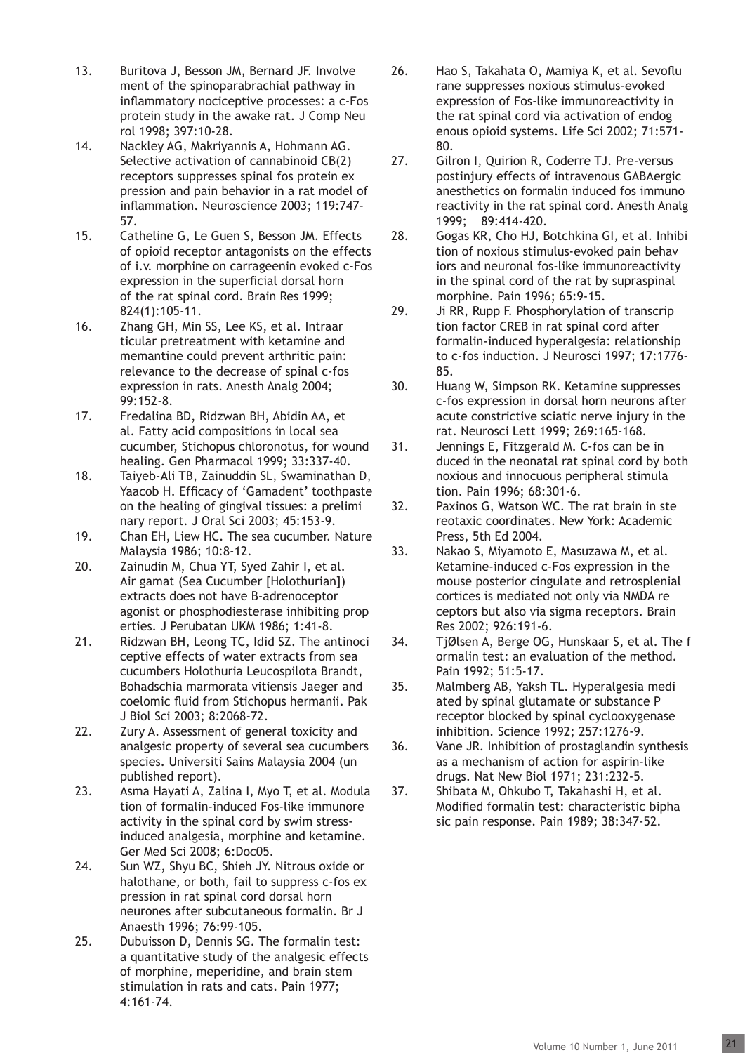13. Buritova J, Besson JM, Bernard JF. Involvement of the spinoparabrachial pathway in inflammatory nociceptive processes: a c-Fos protein study in the awake rat. J Comp Neurol 1998; 397:10-28.
14. Nackley AG, Makriyannis A, Hohmann AG. Selective activation of cannabinoid CB(2) receptors suppresses spinal fos protein expression and pain behavior in a rat model of inflammation. Neuroscience 2003; 119:747-57.
15. Catheline G, Le Guen S, Besson JM. Effects of opioid receptor antagonists on the effects of i.v. morphine on carrageenin evoked c-Fos expression in the superficial dorsal horn of the rat spinal cord. Brain Res 1999; 824(1):105-11.
16. Zhang GH, Min SS, Lee KS, et al. Intraarticular pretreatment with ketamine and memantine could prevent arthritic pain: relevance to the decrease of spinal c-fos expression in rats. Anesth Analg 2004; 99:152-8.
17. Fredalina BD, Ridzwan BH, Abidin AA, et al. Fatty acid compositions in local sea cucumber, Stichopus chloronotus, for wound healing. Gen Pharmacol 1999; 33:337-40.
18. Taiyeb-Ali TB, Zainuddin SL, Swaminathan D, Yaacob H. Efficacy of 'Gamadent' toothpaste on the healing of gingival tissues: a preliminary report. J Oral Sci 2003; 45:153-9.
19. Chan EH, Liew HC. The sea cucumber. Nature Malaysia 1986; 10:8-12.
20. Zainudin M, Chua YT, Syed Zahir I, et al. Air gamat (Sea Cucumber [Holothurian]) extracts does not have B-adrenoceptor agonist or phosphodiesterase inhibiting properties. J Perubatan UKM 1986; 1:41-8.
21. Ridzwan BH, Leong TC, Idid SZ. The antinociceptive effects of water extracts from sea cucumbers Holothuria Leucospilota Brandt, Bohadschia marmorata vitiensis Jaeger and coelomic fluid from Stichopus hermanii. Pak J Biol Sci 2003; 8:2068-72.
22. Zury A. Assessment of general toxicity and analgesic property of several sea cucumbers species. Universiti Sains Malaysia 2004 (unpublished report).
23. Asma Hayati A, Zalina I, Myo T, et al. Modulation of formalin-induced Fos-like immunoreactivity in the spinal cord by swim stress-induced analgesia, morphine and ketamine. Ger Med Sci 2008; 6:Doc05.
24. Sun WZ, Shyu BC, Shieh JY. Nitrous oxide or halothane, or both, fail to suppress c-fos expression in rat spinal cord dorsal horn neurones after subcutaneous formalin. Br J Anaesth 1996; 76:99-105.
25. Dubuisson D, Dennis SG. The formalin test: a quantitative study of the analgesic effects of morphine, meperidine, and brain stem stimulation in rats and cats. Pain 1977; 4:161-74.
26. Hao S, Takahata O, Mamiya K, et al. Sevoflurane suppresses noxious stimulus-evoked expression of Fos-like immunoreactivity in the rat spinal cord via activation of endogenous opioid systems. Life Sci 2002; 71:571-80.
27. Gilron I, Quirion R, Coderre TJ. Pre-versus postinjury effects of intravenous GABAergic anesthetics on formalin induced fos immunoreactivity in the rat spinal cord. Anesth Analg 1999; 89:414-420.
28. Gogas KR, Cho HJ, Botchkina GI, et al. Inhibition of noxious stimulus-evoked pain behaviors and neuronal fos-like immunoreactivity in the spinal cord of the rat by supraspinal morphine. Pain 1996; 65:9-15.
29. Ji RR, Rupp F. Phosphorylation of transcription factor CREB in rat spinal cord after formalin-induced hyperalgesia: relationship to c-fos induction. J Neurosci 1997; 17:1776-85.
30. Huang W, Simpson RK. Ketamine suppresses c-fos expression in dorsal horn neurons after acute constrictive sciatic nerve injury in the rat. Neurosci Lett 1999; 269:165-168.
31. Jennings E, Fitzgerald M. C-fos can be induced in the neonatal rat spinal cord by both noxious and innocuous peripheral stimulation. Pain 1996; 68:301-6.
32. Paxinos G, Watson WC. The rat brain in stereotaxic coordinates. New York: Academic Press, 5th Ed 2004.
33. Nakao S, Miyamoto E, Masuzawa M, et al. Ketamine-induced c-Fos expression in the mouse posterior cingulate and retrosplenial cortices is mediated not only via NMDA receptors but also via sigma receptors. Brain Res 2002; 926:191-6.
34. TjØlsen A, Berge OG, Hunskaar S, et al. The formalin test: an evaluation of the method. Pain 1992; 51:5-17.
35. Malmberg AB, Yaksh TL. Hyperalgesia mediated by spinal glutamate or substance P receptor blocked by spinal cyclooxygenase inhibition. Science 1992; 257:1276-9.
36. Vane JR. Inhibition of prostaglandin synthesis as a mechanism of action for aspirin-like drugs. Nat New Biol 1971; 231:232-5.
37. Shibata M, Ohkubo T, Takahashi H, et al. Modified formalin test: characteristic biphasic pain response. Pain 1989; 38:347-52.